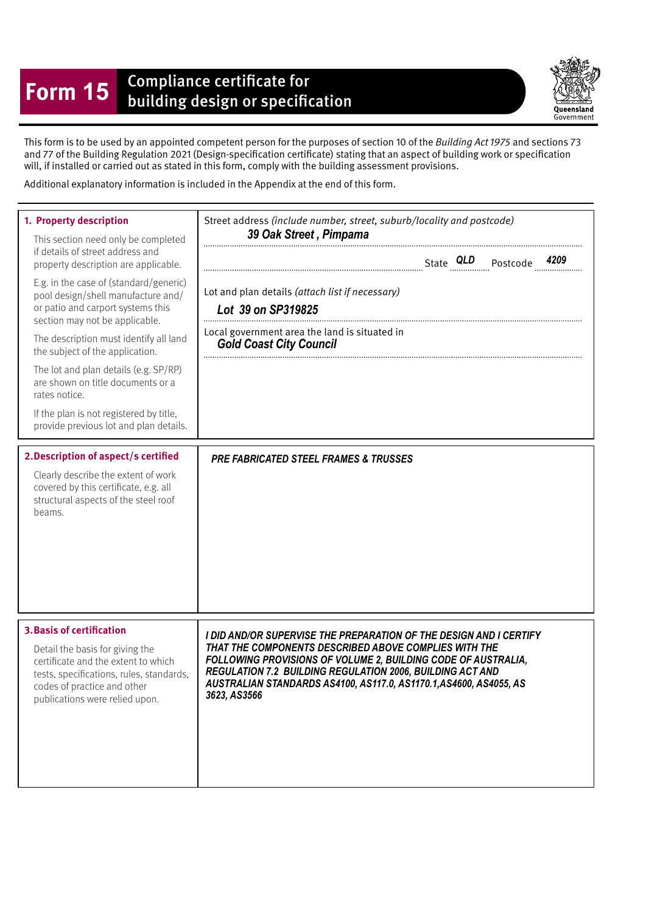# Form 15 Compliance certificate for building design or specification

Queensland Government

This form is to be used by an appointed competent person for the purposes of section 10 of the *Building Act 1975* and sections 73 and 77 of the Building Regulation 2021 (Design-specification certificate) stating that an aspect of building work or specification will, if installed or carried out as stated in this form, comply with the building assessment provisions.

Additional explanatory information is included in the Appendix at the end of this form.

| | |
|---|---|
| **1. Property description**<br><br>This section need only be completed if details of street address and property description are applicable.<br><br>E.g. in the case of (standard/generic) pool design/shell manufacture and/or patio and carport systems this section may not be applicable.<br><br>The description must identify all land the subject of the application.<br><br>The lot and plan details (e.g. SP/RP) are shown on title documents or a rates notice.<br><br>If the plan is not registered by title, provide previous lot and plan details. | Street address *(include number, street, suburb/locality and postcode)*<br>*39 Oak Street , Pimpama*<br><br>State *QLD* Postcode *4209*<br><br>Lot and plan details *(attach list if necessary)*<br>*Lot 39 on SP319825*<br><br>Local government area the land is situated in<br>*Gold Coast City Council* |
| **2. Description of aspect/s certified**<br><br>Clearly describe the extent of work covered by this certificate, e.g. all structural aspects of the steel roof beams. | *PRE FABRICATED STEEL FRAMES & TRUSSES* |
| **3. Basis of certification**<br><br>Detail the basis for giving the certificate and the extent to which tests, specifications, rules, standards, codes of practice and other publications were relied upon. | *I DID AND/OR SUPERVISE THE PREPARATION OF THE DESIGN AND I CERTIFY THAT THE COMPONENTS DESCRIBED ABOVE COMPLIES WITH THE FOLLOWING PROVISIONS OF VOLUME 2, BUILDING CODE OF AUSTRALIA, REGULATION 7.2 BUILDING REGULATION 2006, BUILDING ACT AND AUSTRALIAN STANDARDS AS4100, AS117.0, AS1170.1,AS4600, AS4055, AS 3623, AS3566* |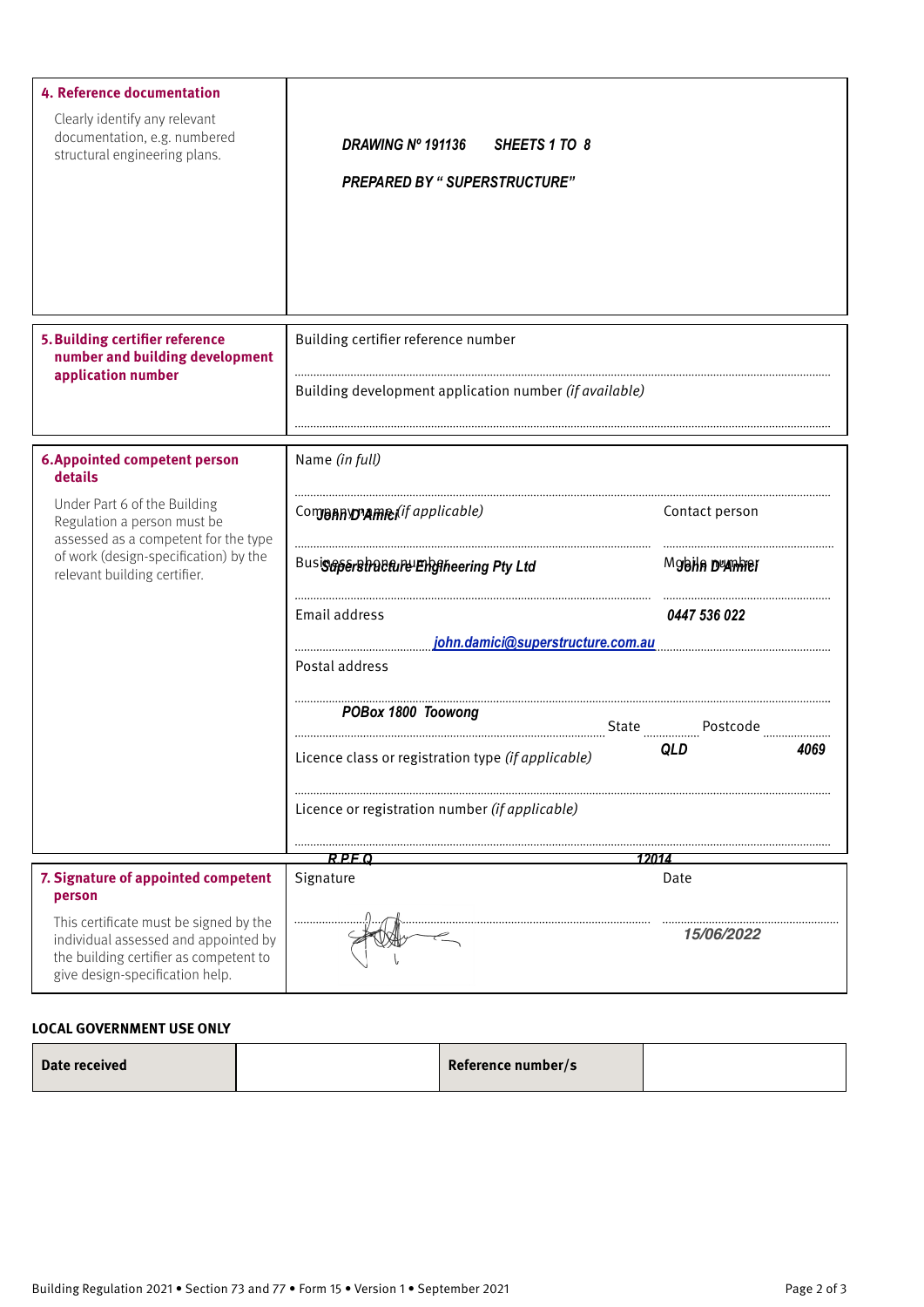## 4. Reference documentation

Clearly identify any relevant documentation, e.g. numbered structural engineering plans.

***DRAWING Nº 191136 SHEETS 1 TO 8***

***PREPARED BY " SUPERSTRUCTURE"***

## 5. Building certifier reference number and building development application number

Building certifier reference number

Building development application number *(if available)*

## 6. Appointed competent person details

Under Part 6 of the Building Regulation a person must be assessed as a competent for the type of work (design-specification) by the relevant building certifier.

Name *(in full)*

***John D'Amici***

Company name *(if applicable)*

***Superstructure Engineering Pty Ltd***

Contact person

***John D'Amici***

Business phone number

Mobile number

***0447 536 022***

Email address

***john.damici@superstructure.com.au***

Postal address

***POBox 1800 Toowong***

State ***QLD*** Postcode ***4069***

Licence class or registration type *(if applicable)*

***R.P.E.Q***

Licence or registration number *(if applicable)*

***12014***

## 7. Signature of appointed competent person

This certificate must be signed by the individual assessed and appointed by the building certifier as competent to give design-specification help.

Signature

Date

***15/06/2022***

**LOCAL GOVERNMENT USE ONLY**

| | | | |
|---|---|---|---|
| **Date received** | | **Reference number/s** | |